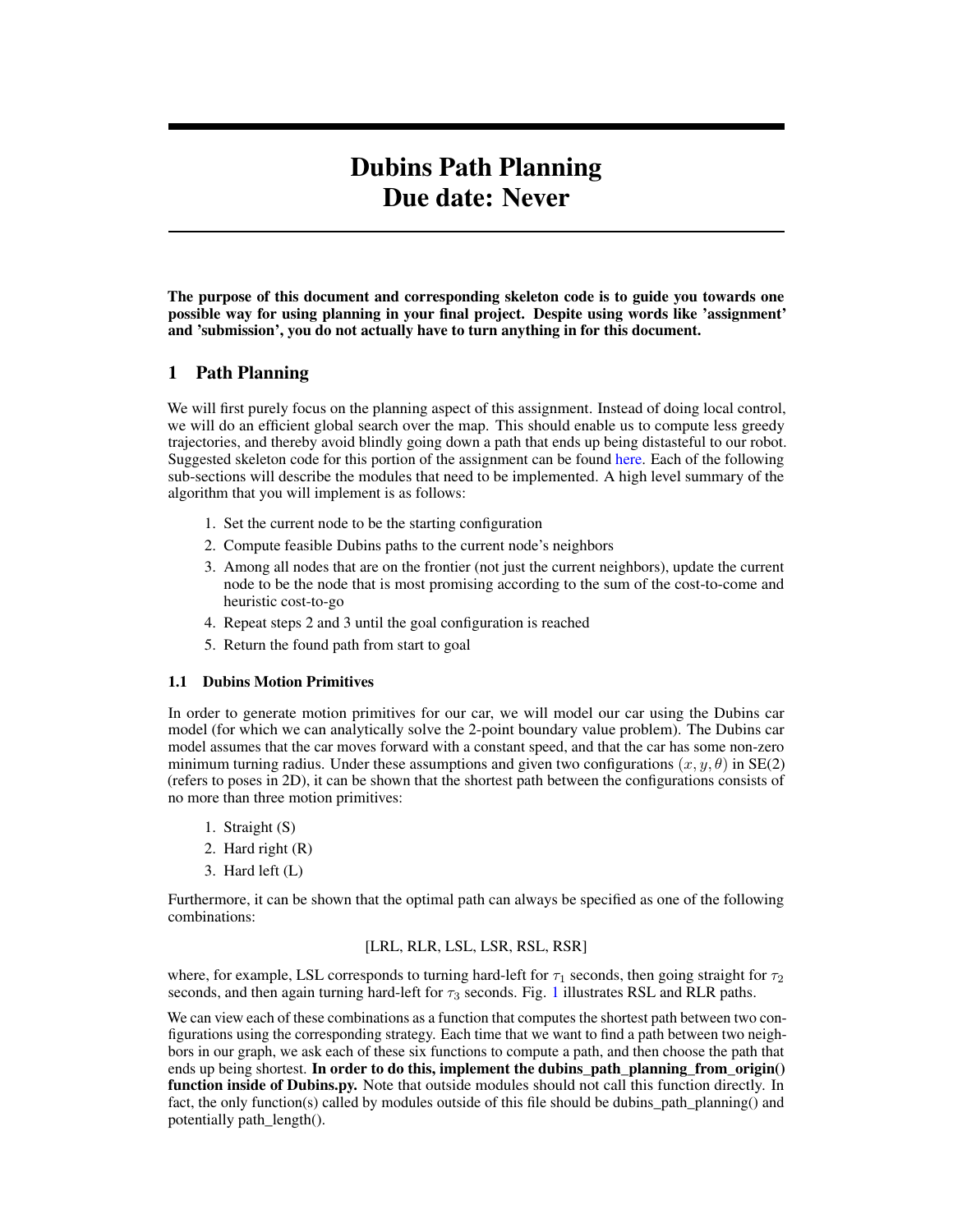# Dubins Path Planning
# Due date: Never

**The purpose of this document and corresponding skeleton code is to guide you towards one possible way for using planning in your final project. Despite using words like 'assignment' and 'submission', you do not actually have to turn anything in for this document.**

## 1 Path Planning

We will first purely focus on the planning aspect of this assignment. Instead of doing local control, we will do an efficient global search over the map. This should enable us to compute less greedy trajectories, and thereby avoid blindly going down a path that ends up being distasteful to our robot. Suggested skeleton code for this portion of the assignment can be found here. Each of the following sub-sections will describe the modules that need to be implemented. A high level summary of the algorithm that you will implement is as follows:

1. Set the current node to be the starting configuration
2. Compute feasible Dubins paths to the current node's neighbors
3. Among all nodes that are on the frontier (not just the current neighbors), update the current node to be the node that is most promising according to the sum of the cost-to-come and heuristic cost-to-go
4. Repeat steps 2 and 3 until the goal configuration is reached
5. Return the found path from start to goal

### 1.1 Dubins Motion Primitives

In order to generate motion primitives for our car, we will model our car using the Dubins car model (for which we can analytically solve the 2-point boundary value problem). The Dubins car model assumes that the car moves forward with a constant speed, and that the car has some non-zero minimum turning radius. Under these assumptions and given two configurations $(x, y, \theta)$ in SE(2) (refers to poses in 2D), it can be shown that the shortest path between the configurations consists of no more than three motion primitives:

1. Straight (S)
2. Hard right (R)
3. Hard left (L)

Furthermore, it can be shown that the optimal path can always be specified as one of the following combinations:

[LRL, RLR, LSL, LSR, RSL, RSR]

where, for example, LSL corresponds to turning hard-left for $\tau_1$ seconds, then going straight for $\tau_2$ seconds, and then again turning hard-left for $\tau_3$ seconds. Fig. 1 illustrates RSL and RLR paths.

We can view each of these combinations as a function that computes the shortest path between two configurations using the corresponding strategy. Each time that we want to find a path between two neighbors in our graph, we ask each of these six functions to compute a path, and then choose the path that ends up being shortest. **In order to do this, implement the dubins_path_planning_from_origin() function inside of Dubins.py.** Note that outside modules should not call this function directly. In fact, the only function(s) called by modules outside of this file should be dubins_path_planning() and potentially path_length().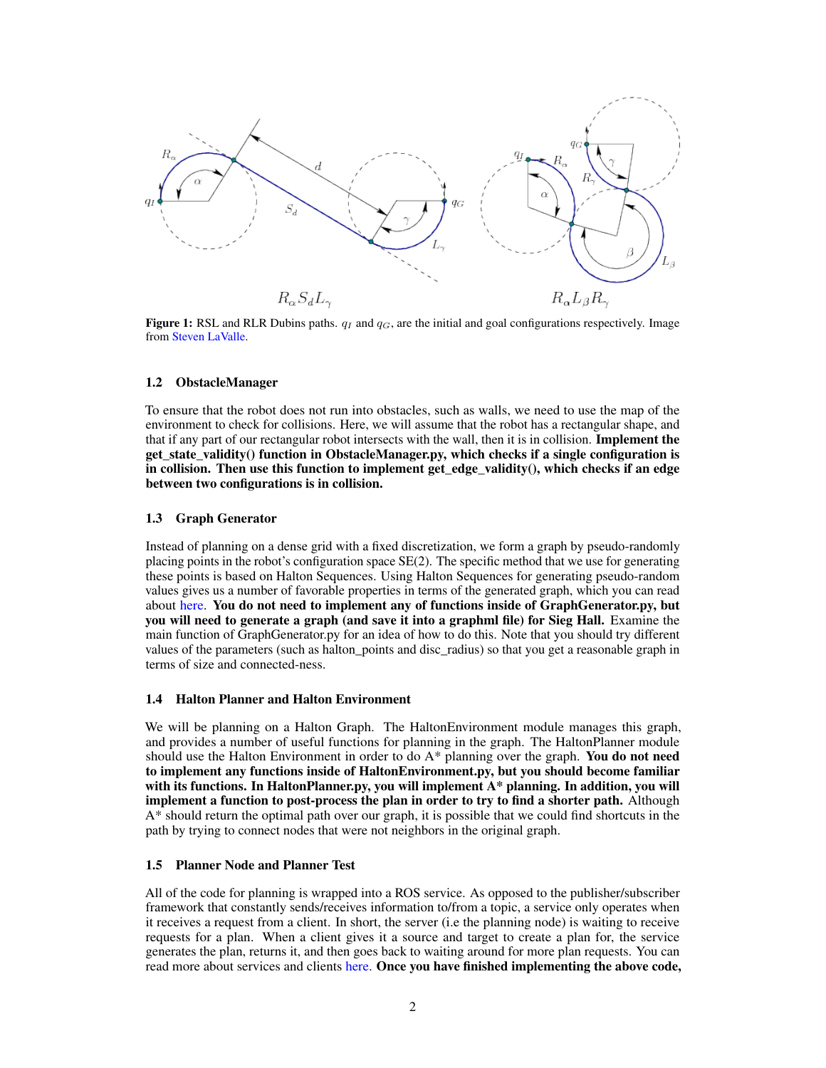$R_\alpha S_d L_\gamma$ $\qquad$ $R_\alpha L_\beta R_\gamma$

**Figure 1:** RSL and RLR Dubins paths. $q_I$ and $q_G$, are the initial and goal configurations respectively. Image from Steven LaValle.

### 1.2 ObstacleManager

To ensure that the robot does not run into obstacles, such as walls, we need to use the map of the environment to check for collisions. Here, we will assume that the robot has a rectangular shape, and that if any part of our rectangular robot intersects with the wall, then it is in collision. **Implement the get_state_validity() function in ObstacleManager.py, which checks if a single configuration is in collision. Then use this function to implement get_edge_validity(), which checks if an edge between two configurations is in collision.**

### 1.3 Graph Generator

Instead of planning on a dense grid with a fixed discretization, we form a graph by pseudo-randomly placing points in the robot's configuration space SE(2). The specific method that we use for generating these points is based on Halton Sequences. Using Halton Sequences for generating pseudo-random values gives us a number of favorable properties in terms of the generated graph, which you can read about here. **You do not need to implement any of functions inside of GraphGenerator.py, but you will need to generate a graph (and save it into a graphml file) for Sieg Hall.** Examine the main function of GraphGenerator.py for an idea of how to do this. Note that you should try different values of the parameters (such as halton_points and disc_radius) so that you get a reasonable graph in terms of size and connected-ness.

### 1.4 Halton Planner and Halton Environment

We will be planning on a Halton Graph. The HaltonEnvironment module manages this graph, and provides a number of useful functions for planning in the graph. The HaltonPlanner module should use the Halton Environment in order to do A* planning over the graph. **You do not need to implement any functions inside of HaltonEnvironment.py, but you should become familiar with its functions. In HaltonPlanner.py, you will implement A* planning. In addition, you will implement a function to post-process the plan in order to try to find a shorter path.** Although A* should return the optimal path over our graph, it is possible that we could find shortcuts in the path by trying to connect nodes that were not neighbors in the original graph.

### 1.5 Planner Node and Planner Test

All of the code for planning is wrapped into a ROS service. As opposed to the publisher/subscriber framework that constantly sends/receives information to/from a topic, a service only operates when it receives a request from a client. In short, the server (i.e the planning node) is waiting to receive requests for a plan. When a client gives it a source and target to create a plan for, the service generates the plan, returns it, and then goes back to waiting around for more plan requests. You can read more about services and clients here. **Once you have finished implementing the above code,**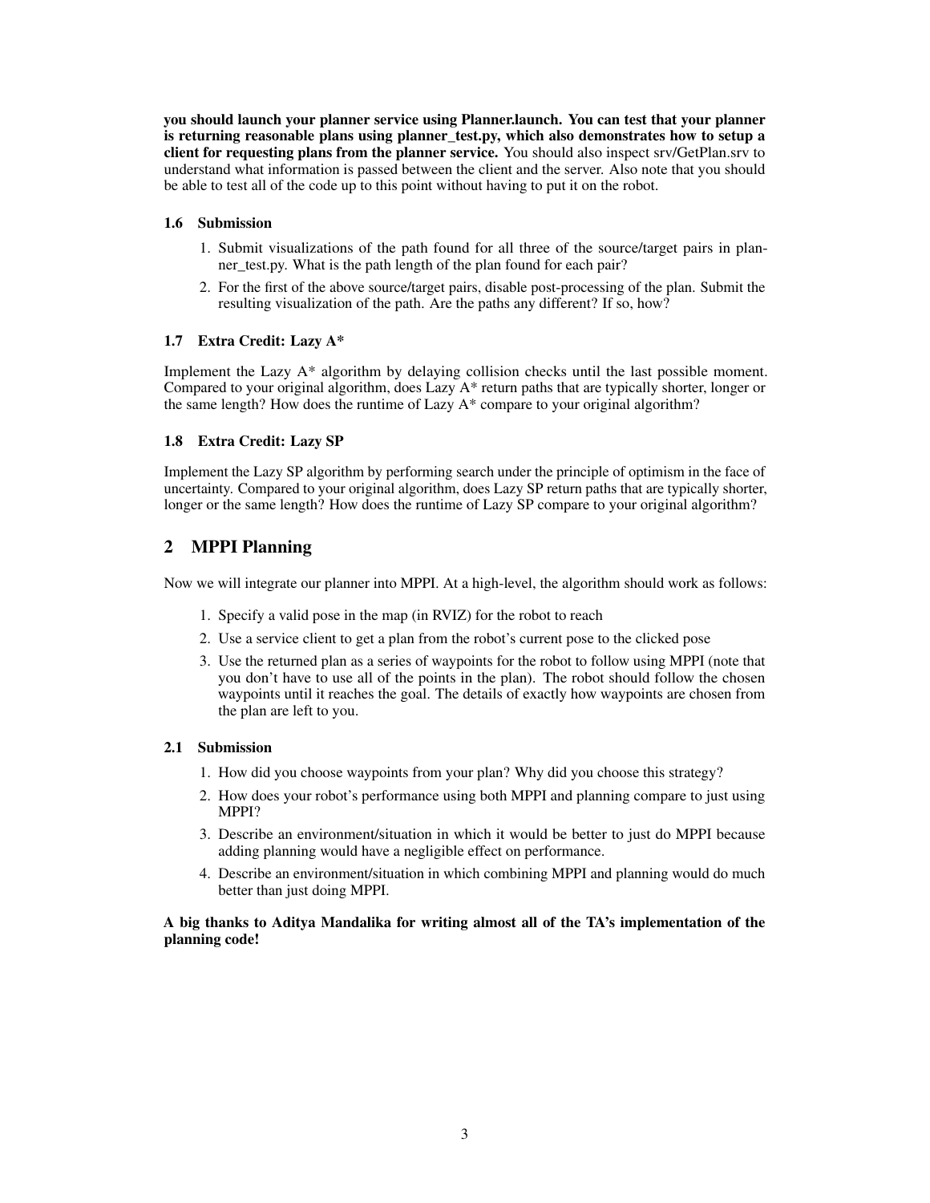**you should launch your planner service using Planner.launch. You can test that your planner is returning reasonable plans using planner_test.py, which also demonstrates how to setup a client for requesting plans from the planner service.** You should also inspect srv/GetPlan.srv to understand what information is passed between the client and the server. Also note that you should be able to test all of the code up to this point without having to put it on the robot.

### 1.6 Submission

1. Submit visualizations of the path found for all three of the source/target pairs in planner_test.py. What is the path length of the plan found for each pair?
2. For the first of the above source/target pairs, disable post-processing of the plan. Submit the resulting visualization of the path. Are the paths any different? If so, how?

### 1.7 Extra Credit: Lazy A*

Implement the Lazy A* algorithm by delaying collision checks until the last possible moment. Compared to your original algorithm, does Lazy A* return paths that are typically shorter, longer or the same length? How does the runtime of Lazy A* compare to your original algorithm?

### 1.8 Extra Credit: Lazy SP

Implement the Lazy SP algorithm by performing search under the principle of optimism in the face of uncertainty. Compared to your original algorithm, does Lazy SP return paths that are typically shorter, longer or the same length? How does the runtime of Lazy SP compare to your original algorithm?

## 2 MPPI Planning

Now we will integrate our planner into MPPI. At a high-level, the algorithm should work as follows:

1. Specify a valid pose in the map (in RVIZ) for the robot to reach
2. Use a service client to get a plan from the robot's current pose to the clicked pose
3. Use the returned plan as a series of waypoints for the robot to follow using MPPI (note that you don't have to use all of the points in the plan). The robot should follow the chosen waypoints until it reaches the goal. The details of exactly how waypoints are chosen from the plan are left to you.

### 2.1 Submission

1. How did you choose waypoints from your plan? Why did you choose this strategy?
2. How does your robot's performance using both MPPI and planning compare to just using MPPI?
3. Describe an environment/situation in which it would be better to just do MPPI because adding planning would have a negligible effect on performance.
4. Describe an environment/situation in which combining MPPI and planning would do much better than just doing MPPI.

**A big thanks to Aditya Mandalika for writing almost all of the TA's implementation of the planning code!**